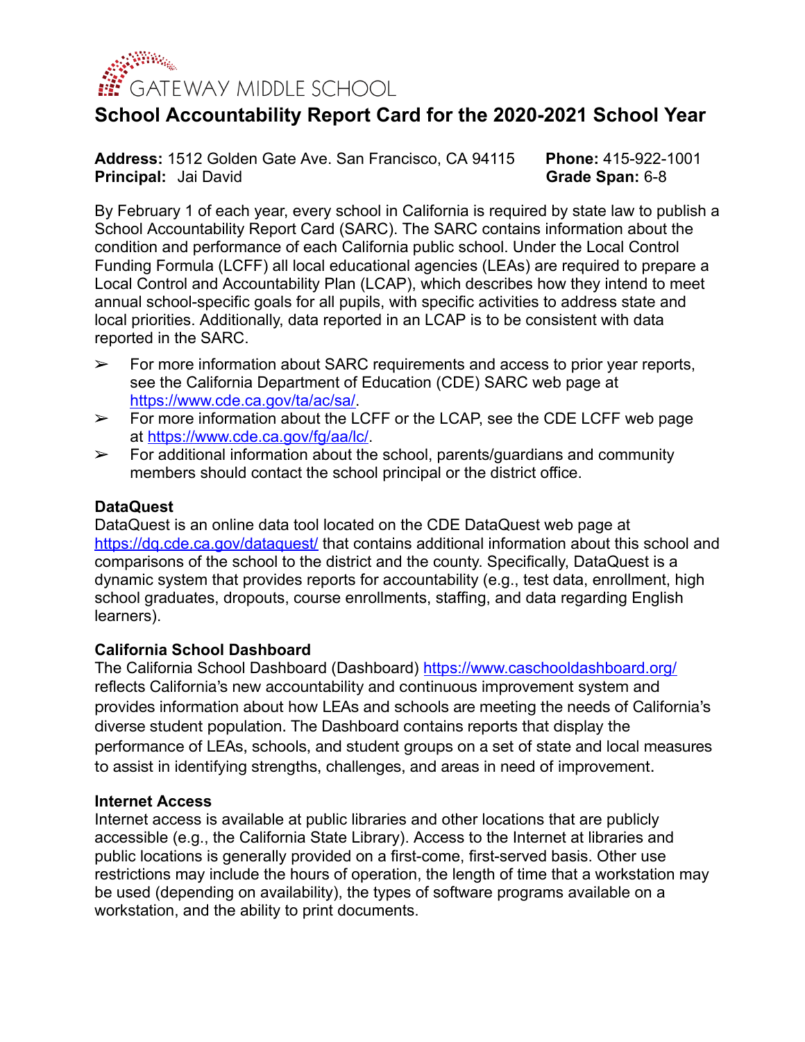GATEWAY MIDDLE SCHOOL

# School Accountability Report Card for the 2020-2021 School Year

**Address:** 1512 Golden Gate Ave. San Francisco, CA 94115
**Phone:** 415-922-1001
**Principal:** Jai David
**Grade Span:** 6-8

By February 1 of each year, every school in California is required by state law to publish a School Accountability Report Card (SARC). The SARC contains information about the condition and performance of each California public school. Under the Local Control Funding Formula (LCFF) all local educational agencies (LEAs) are required to prepare a Local Control and Accountability Plan (LCAP), which describes how they intend to meet annual school-specific goals for all pupils, with specific activities to address state and local priorities. Additionally, data reported in an LCAP is to be consistent with data reported in the SARC.

- ➢ For more information about SARC requirements and access to prior year reports, see the California Department of Education (CDE) SARC web page at https://www.cde.ca.gov/ta/ac/sa/.
- ➢ For more information about the LCFF or the LCAP, see the CDE LCFF web page at https://www.cde.ca.gov/fg/aa/lc/.
- ➢ For additional information about the school, parents/guardians and community members should contact the school principal or the district office.

### DataQuest

DataQuest is an online data tool located on the CDE DataQuest web page at https://dq.cde.ca.gov/dataquest/ that contains additional information about this school and comparisons of the school to the district and the county. Specifically, DataQuest is a dynamic system that provides reports for accountability (e.g., test data, enrollment, high school graduates, dropouts, course enrollments, staffing, and data regarding English learners).

### California School Dashboard

The California School Dashboard (Dashboard) https://www.caschooldashboard.org/ reflects California's new accountability and continuous improvement system and provides information about how LEAs and schools are meeting the needs of California's diverse student population. The Dashboard contains reports that display the performance of LEAs, schools, and student groups on a set of state and local measures to assist in identifying strengths, challenges, and areas in need of improvement.

### Internet Access

Internet access is available at public libraries and other locations that are publicly accessible (e.g., the California State Library). Access to the Internet at libraries and public locations is generally provided on a first-come, first-served basis. Other use restrictions may include the hours of operation, the length of time that a workstation may be used (depending on availability), the types of software programs available on a workstation, and the ability to print documents.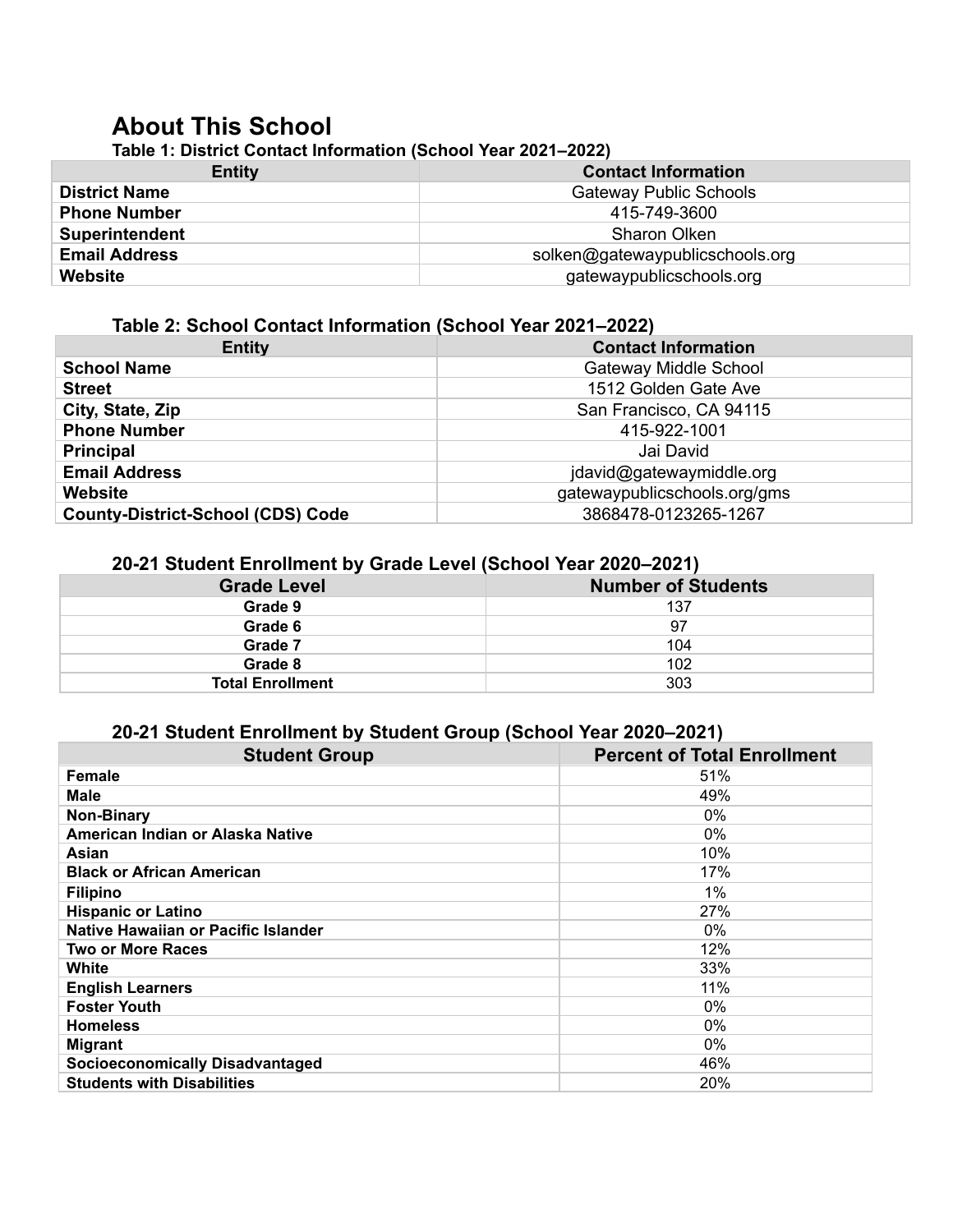# About This School

### Table 1: District Contact Information (School Year 2021–2022)

| Entity | Contact Information |
|---|---|
| **District Name** | Gateway Public Schools |
| **Phone Number** | 415-749-3600 |
| **Superintendent** | Sharon Olken |
| **Email Address** | solken@gatewaypublicschools.org |
| **Website** | gatewaypublicschools.org |

### Table 2: School Contact Information (School Year 2021–2022)

| Entity | Contact Information |
|---|---|
| **School Name** | Gateway Middle School |
| **Street** | 1512 Golden Gate Ave |
| **City, State, Zip** | San Francisco, CA 94115 |
| **Phone Number** | 415-922-1001 |
| **Principal** | Jai David |
| **Email Address** | jdavid@gatewaymiddle.org |
| **Website** | gatewaypublicschools.org/gms |
| **County-District-School (CDS) Code** | 3868478-0123265-1267 |

### 20-21 Student Enrollment by Grade Level (School Year 2020–2021)

| Grade Level | Number of Students |
|---|---|
| **Grade 9** | 137 |
| **Grade 6** | 97 |
| **Grade 7** | 104 |
| **Grade 8** | 102 |
| **Total Enrollment** | 303 |

### 20-21 Student Enrollment by Student Group (School Year 2020–2021)

| Student Group | Percent of Total Enrollment |
|---|---|
| **Female** | 51% |
| **Male** | 49% |
| **Non-Binary** | 0% |
| **American Indian or Alaska Native** | 0% |
| **Asian** | 10% |
| **Black or African American** | 17% |
| **Filipino** | 1% |
| **Hispanic or Latino** | 27% |
| **Native Hawaiian or Pacific Islander** | 0% |
| **Two or More Races** | 12% |
| **White** | 33% |
| **English Learners** | 11% |
| **Foster Youth** | 0% |
| **Homeless** | 0% |
| **Migrant** | 0% |
| **Socioeconomically Disadvantaged** | 46% |
| **Students with Disabilities** | 20% |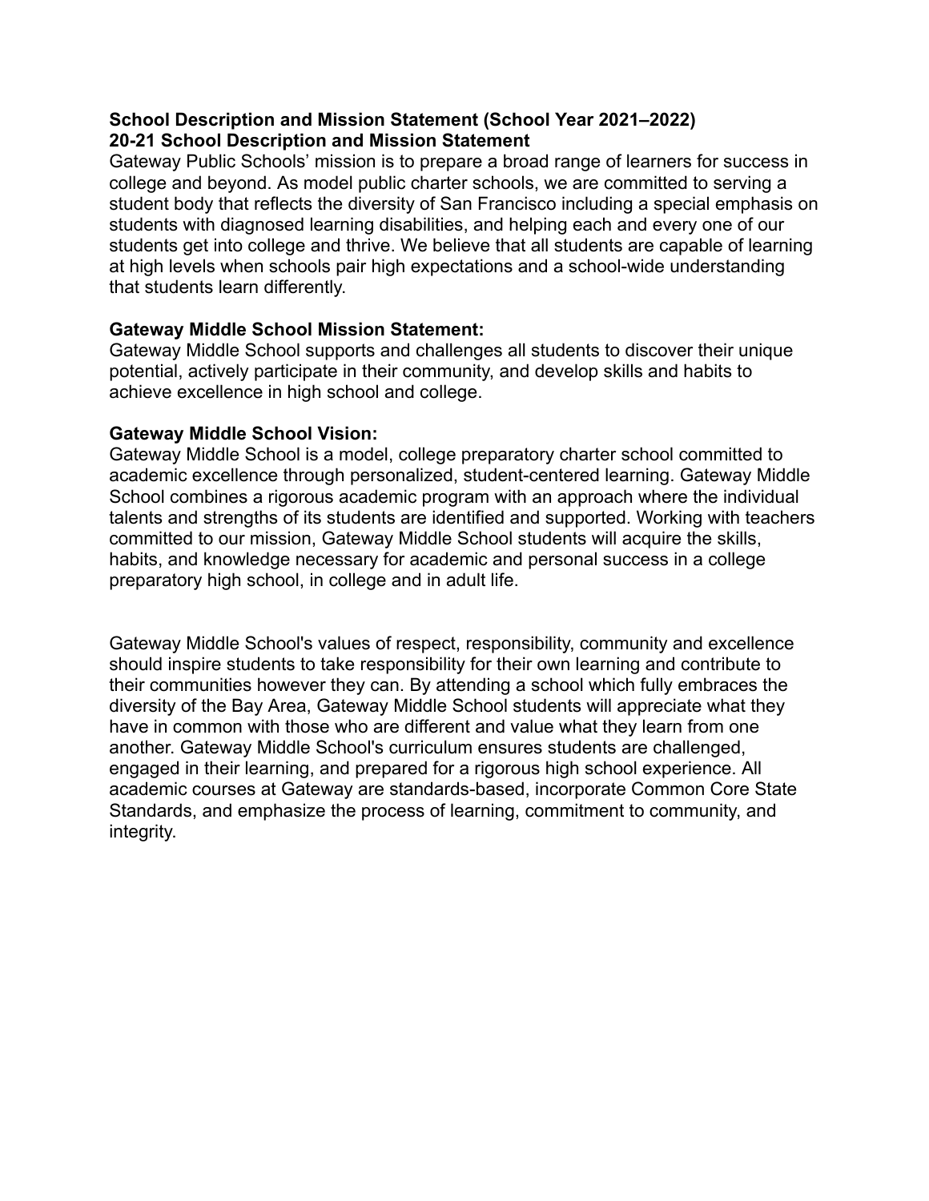**School Description and Mission Statement (School Year 2021–2022)**
**20-21 School Description and Mission Statement**

Gateway Public Schools' mission is to prepare a broad range of learners for success in college and beyond. As model public charter schools, we are committed to serving a student body that reflects the diversity of San Francisco including a special emphasis on students with diagnosed learning disabilities, and helping each and every one of our students get into college and thrive. We believe that all students are capable of learning at high levels when schools pair high expectations and a school-wide understanding that students learn differently.

**Gateway Middle School Mission Statement:**

Gateway Middle School supports and challenges all students to discover their unique potential, actively participate in their community, and develop skills and habits to achieve excellence in high school and college.

**Gateway Middle School Vision:**

Gateway Middle School is a model, college preparatory charter school committed to academic excellence through personalized, student-centered learning. Gateway Middle School combines a rigorous academic program with an approach where the individual talents and strengths of its students are identified and supported. Working with teachers committed to our mission, Gateway Middle School students will acquire the skills, habits, and knowledge necessary for academic and personal success in a college preparatory high school, in college and in adult life.

Gateway Middle School's values of respect, responsibility, community and excellence should inspire students to take responsibility for their own learning and contribute to their communities however they can. By attending a school which fully embraces the diversity of the Bay Area, Gateway Middle School students will appreciate what they have in common with those who are different and value what they learn from one another. Gateway Middle School's curriculum ensures students are challenged, engaged in their learning, and prepared for a rigorous high school experience. All academic courses at Gateway are standards-based, incorporate Common Core State Standards, and emphasize the process of learning, commitment to community, and integrity.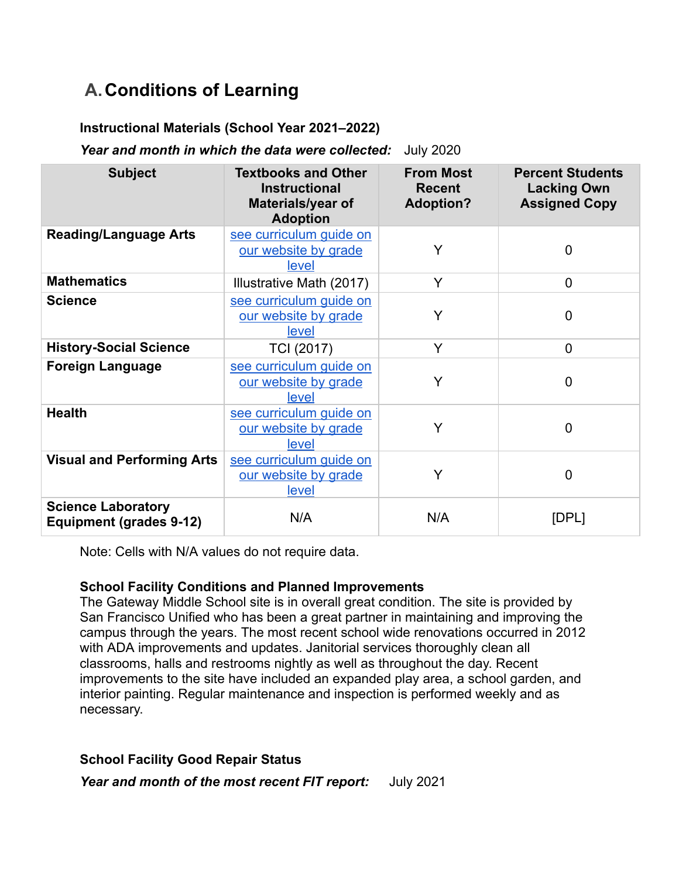## A. Conditions of Learning

**Instructional Materials (School Year 2021–2022)**

***Year and month in which the data were collected:*** July 2020

| Subject | Textbooks and Other Instructional Materials/year of Adoption | From Most Recent Adoption? | Percent Students Lacking Own Assigned Copy |
|---|---|---|---|
| **Reading/Language Arts** | see curriculum guide on our website by grade level | Y | 0 |
| **Mathematics** | Illustrative Math (2017) | Y | 0 |
| **Science** | see curriculum guide on our website by grade level | Y | 0 |
| **History-Social Science** | TCI (2017) | Y | 0 |
| **Foreign Language** | see curriculum guide on our website by grade level | Y | 0 |
| **Health** | see curriculum guide on our website by grade level | Y | 0 |
| **Visual and Performing Arts** | see curriculum guide on our website by grade level | Y | 0 |
| **Science Laboratory Equipment (grades 9-12)** | N/A | N/A | [DPL] |

Note: Cells with N/A values do not require data.

**School Facility Conditions and Planned Improvements**

The Gateway Middle School site is in overall great condition. The site is provided by San Francisco Unified who has been a great partner in maintaining and improving the campus through the years. The most recent school wide renovations occurred in 2012 with ADA improvements and updates. Janitorial services thoroughly clean all classrooms, halls and restrooms nightly as well as throughout the day. Recent improvements to the site have included an expanded play area, a school garden, and interior painting. Regular maintenance and inspection is performed weekly and as necessary.

**School Facility Good Repair Status**

***Year and month of the most recent FIT report:*** July 2021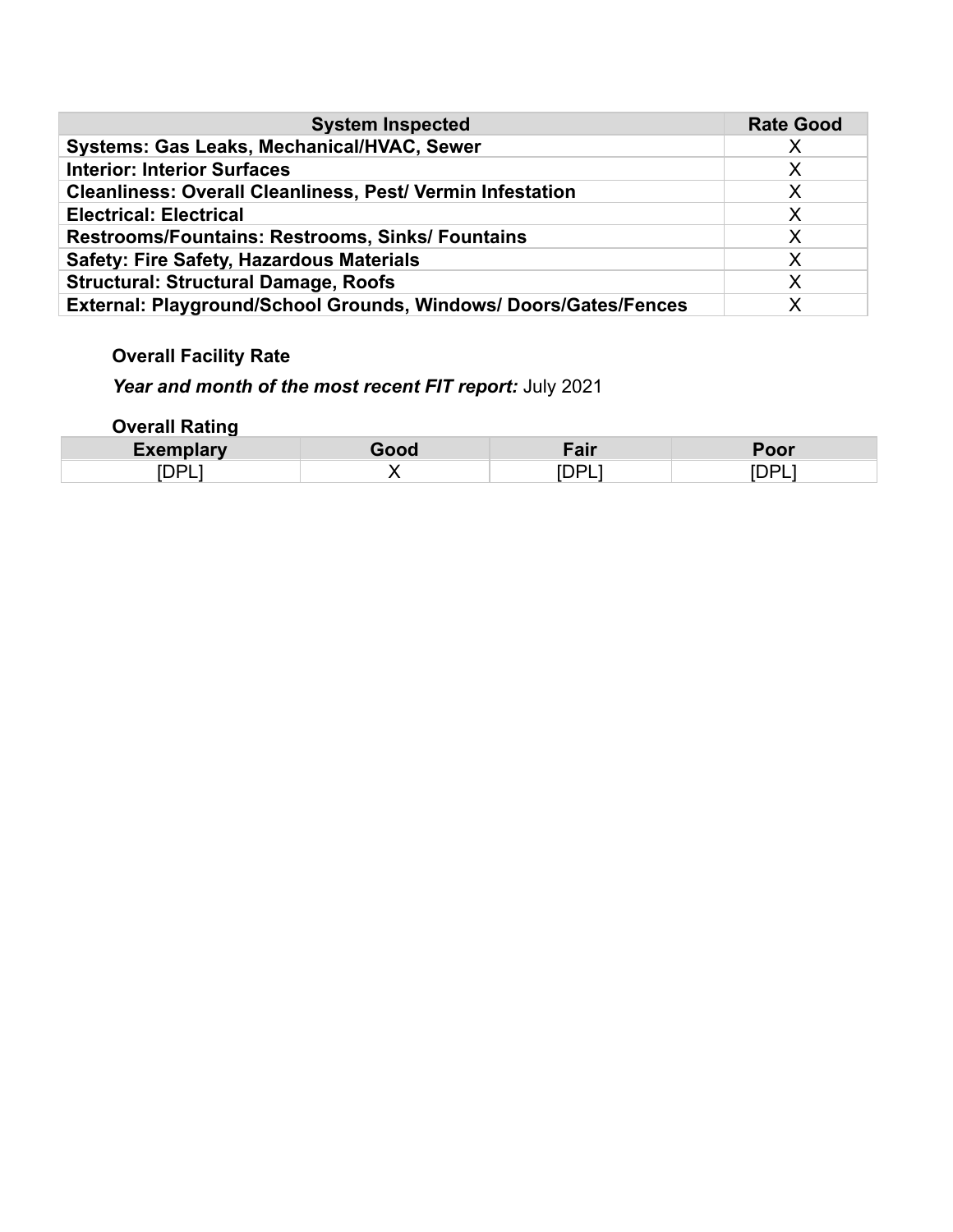| System Inspected | Rate Good |
|---|---|
| **Systems: Gas Leaks, Mechanical/HVAC, Sewer** | X |
| **Interior: Interior Surfaces** | X |
| **Cleanliness: Overall Cleanliness, Pest/ Vermin Infestation** | X |
| **Electrical: Electrical** | X |
| **Restrooms/Fountains: Restrooms, Sinks/ Fountains** | X |
| **Safety: Fire Safety, Hazardous Materials** | X |
| **Structural: Structural Damage, Roofs** | X |
| **External: Playground/School Grounds, Windows/ Doors/Gates/Fences** | X |

**Overall Facility Rate**

***Year and month of the most recent FIT report:*** July 2021

**Overall Rating**

| Exemplary | Good | Fair | Poor |
|---|---|---|---|
| [DPL] | X | [DPL] | [DPL] |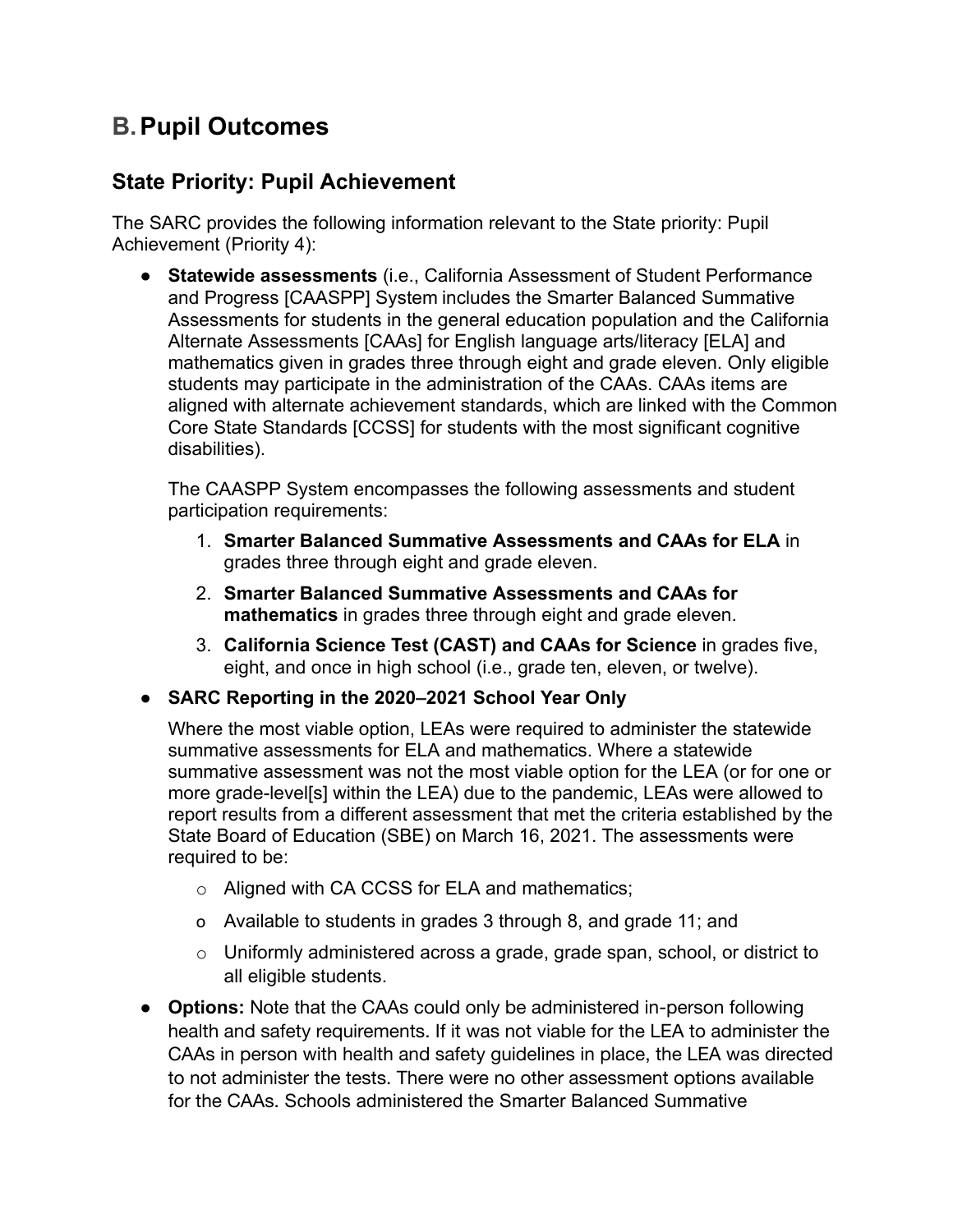## B. Pupil Outcomes

### State Priority: Pupil Achievement

The SARC provides the following information relevant to the State priority: Pupil Achievement (Priority 4):

- **Statewide assessments** (i.e., California Assessment of Student Performance and Progress [CAASPP] System includes the Smarter Balanced Summative Assessments for students in the general education population and the California Alternate Assessments [CAAs] for English language arts/literacy [ELA] and mathematics given in grades three through eight and grade eleven. Only eligible students may participate in the administration of the CAAs. CAAs items are aligned with alternate achievement standards, which are linked with the Common Core State Standards [CCSS] for students with the most significant cognitive disabilities).

  The CAASPP System encompasses the following assessments and student participation requirements:

  1. **Smarter Balanced Summative Assessments and CAAs for ELA** in grades three through eight and grade eleven.
  2. **Smarter Balanced Summative Assessments and CAAs for mathematics** in grades three through eight and grade eleven.
  3. **California Science Test (CAST) and CAAs for Science** in grades five, eight, and once in high school (i.e., grade ten, eleven, or twelve).

- **SARC Reporting in the 2020–2021 School Year Only**

  Where the most viable option, LEAs were required to administer the statewide summative assessments for ELA and mathematics. Where a statewide summative assessment was not the most viable option for the LEA (or for one or more grade-level[s] within the LEA) due to the pandemic, LEAs were allowed to report results from a different assessment that met the criteria established by the State Board of Education (SBE) on March 16, 2021. The assessments were required to be:

  - Aligned with CA CCSS for ELA and mathematics;
  - Available to students in grades 3 through 8, and grade 11; and
  - Uniformly administered across a grade, grade span, school, or district to all eligible students.

- **Options:** Note that the CAAs could only be administered in-person following health and safety requirements. If it was not viable for the LEA to administer the CAAs in person with health and safety guidelines in place, the LEA was directed to not administer the tests. There were no other assessment options available for the CAAs. Schools administered the Smarter Balanced Summative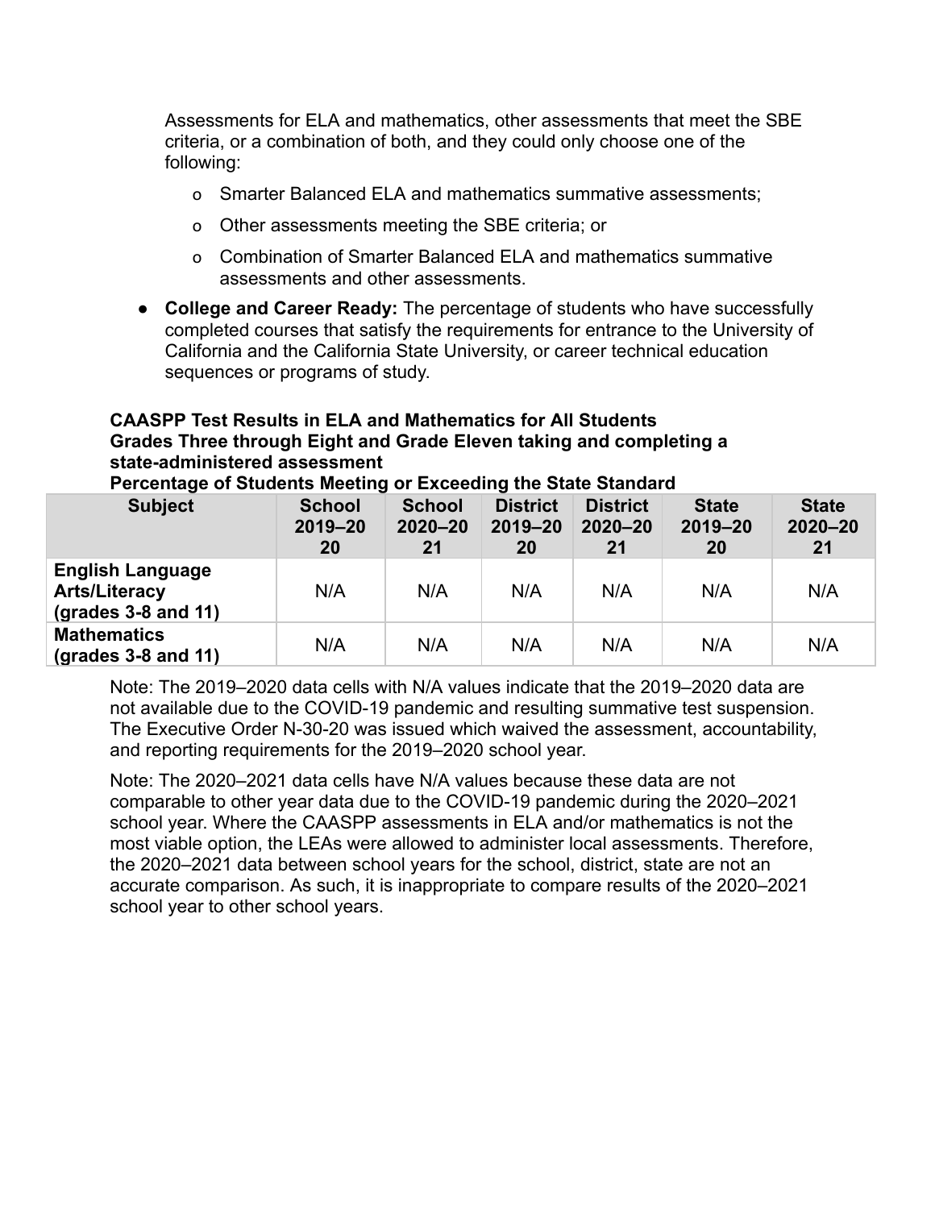Assessments for ELA and mathematics, other assessments that meet the SBE criteria, or a combination of both, and they could only choose one of the following:

- Smarter Balanced ELA and mathematics summative assessments;
- Other assessments meeting the SBE criteria; or
- Combination of Smarter Balanced ELA and mathematics summative assessments and other assessments.

- **College and Career Ready:** The percentage of students who have successfully completed courses that satisfy the requirements for entrance to the University of California and the California State University, or career technical education sequences or programs of study.

**CAASPP Test Results in ELA and Mathematics for All Students**
**Grades Three through Eight and Grade Eleven taking and completing a state-administered assessment**
**Percentage of Students Meeting or Exceeding the State Standard**

| Subject | School 2019–2020 | School 2020–2021 | District 2019–2020 | District 2020–2021 | State 2019–2020 | State 2020–2021 |
|---|---|---|---|---|---|---|
| **English Language Arts/Literacy (grades 3-8 and 11)** | N/A | N/A | N/A | N/A | N/A | N/A |
| **Mathematics (grades 3-8 and 11)** | N/A | N/A | N/A | N/A | N/A | N/A |

Note: The 2019–2020 data cells with N/A values indicate that the 2019–2020 data are not available due to the COVID-19 pandemic and resulting summative test suspension. The Executive Order N-30-20 was issued which waived the assessment, accountability, and reporting requirements for the 2019–2020 school year.

Note: The 2020–2021 data cells have N/A values because these data are not comparable to other year data due to the COVID-19 pandemic during the 2020–2021 school year. Where the CAASPP assessments in ELA and/or mathematics is not the most viable option, the LEAs were allowed to administer local assessments. Therefore, the 2020–2021 data between school years for the school, district, state are not an accurate comparison. As such, it is inappropriate to compare results of the 2020–2021 school year to other school years.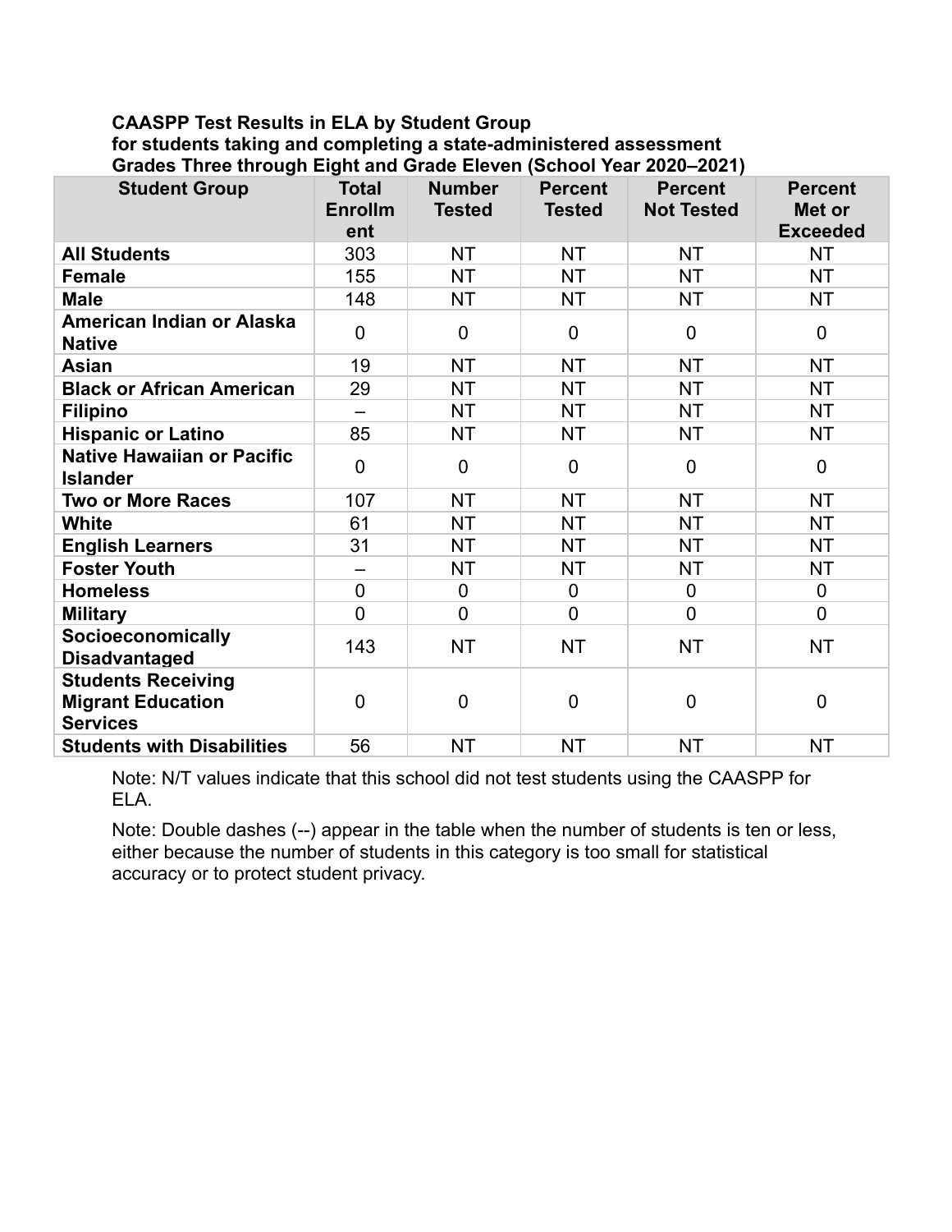**CAASPP Test Results in ELA by Student Group for students taking and completing a state-administered assessment Grades Three through Eight and Grade Eleven (School Year 2020–2021)**

| Student Group | Total Enrollment | Number Tested | Percent Tested | Percent Not Tested | Percent Met or Exceeded |
|---|---|---|---|---|---|
| **All Students** | 303 | NT | NT | NT | NT |
| **Female** | 155 | NT | NT | NT | NT |
| **Male** | 148 | NT | NT | NT | NT |
| **American Indian or Alaska Native** | 0 | 0 | 0 | 0 | 0 |
| **Asian** | 19 | NT | NT | NT | NT |
| **Black or African American** | 29 | NT | NT | NT | NT |
| **Filipino** | – | NT | NT | NT | NT |
| **Hispanic or Latino** | 85 | NT | NT | NT | NT |
| **Native Hawaiian or Pacific Islander** | 0 | 0 | 0 | 0 | 0 |
| **Two or More Races** | 107 | NT | NT | NT | NT |
| **White** | 61 | NT | NT | NT | NT |
| **English Learners** | 31 | NT | NT | NT | NT |
| **Foster Youth** | – | NT | NT | NT | NT |
| **Homeless** | 0 | 0 | 0 | 0 | 0 |
| **Military** | 0 | 0 | 0 | 0 | 0 |
| **Socioeconomically Disadvantaged** | 143 | NT | NT | NT | NT |
| **Students Receiving Migrant Education Services** | 0 | 0 | 0 | 0 | 0 |
| **Students with Disabilities** | 56 | NT | NT | NT | NT |

Note: N/T values indicate that this school did not test students using the CAASPP for ELA.

Note: Double dashes (--) appear in the table when the number of students is ten or less, either because the number of students in this category is too small for statistical accuracy or to protect student privacy.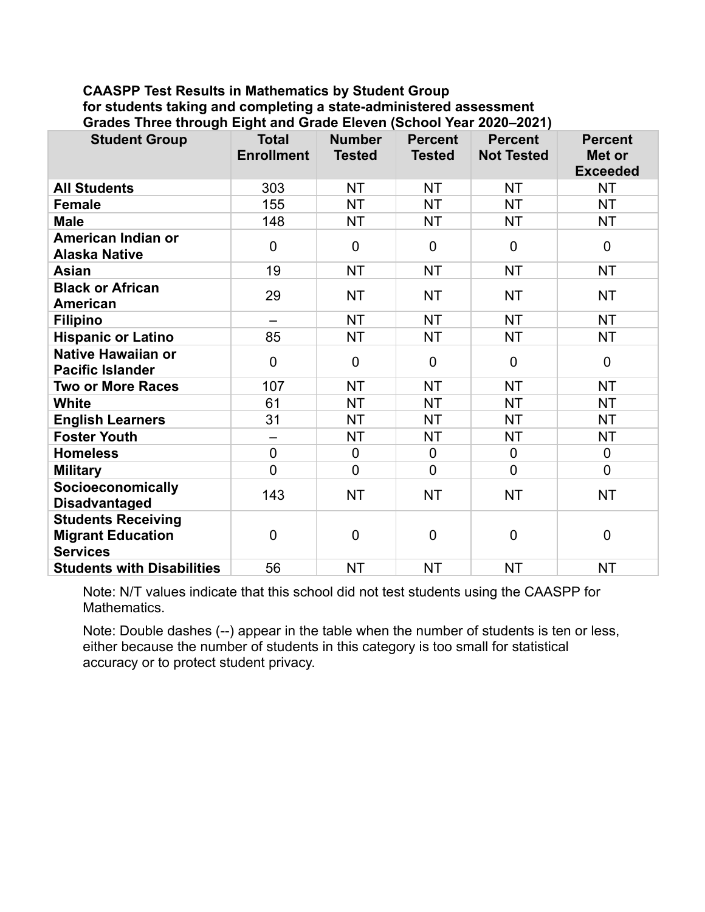**CAASPP Test Results in Mathematics by Student Group for students taking and completing a state-administered assessment Grades Three through Eight and Grade Eleven (School Year 2020–2021)**

| Student Group | Total Enrollment | Number Tested | Percent Tested | Percent Not Tested | Percent Met or Exceeded |
|---|---|---|---|---|---|
| **All Students** | 303 | NT | NT | NT | NT |
| **Female** | 155 | NT | NT | NT | NT |
| **Male** | 148 | NT | NT | NT | NT |
| **American Indian or Alaska Native** | 0 | 0 | 0 | 0 | 0 |
| **Asian** | 19 | NT | NT | NT | NT |
| **Black or African American** | 29 | NT | NT | NT | NT |
| **Filipino** | – | NT | NT | NT | NT |
| **Hispanic or Latino** | 85 | NT | NT | NT | NT |
| **Native Hawaiian or Pacific Islander** | 0 | 0 | 0 | 0 | 0 |
| **Two or More Races** | 107 | NT | NT | NT | NT |
| **White** | 61 | NT | NT | NT | NT |
| **English Learners** | 31 | NT | NT | NT | NT |
| **Foster Youth** | – | NT | NT | NT | NT |
| **Homeless** | 0 | 0 | 0 | 0 | 0 |
| **Military** | 0 | 0 | 0 | 0 | 0 |
| **Socioeconomically Disadvantaged** | 143 | NT | NT | NT | NT |
| **Students Receiving Migrant Education Services** | 0 | 0 | 0 | 0 | 0 |
| **Students with Disabilities** | 56 | NT | NT | NT | NT |

Note: N/T values indicate that this school did not test students using the CAASPP for Mathematics.

Note: Double dashes (--) appear in the table when the number of students is ten or less, either because the number of students in this category is too small for statistical accuracy or to protect student privacy.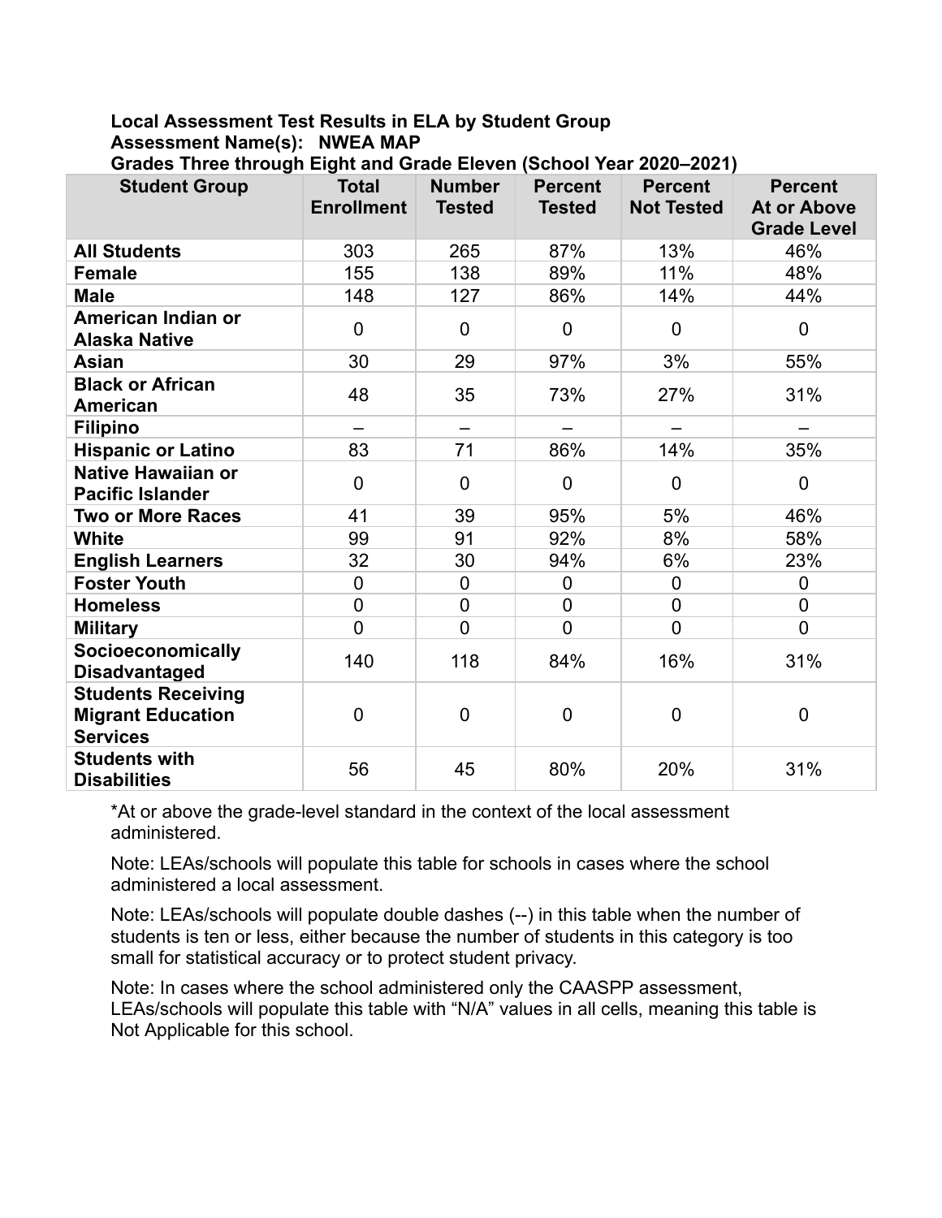**Local Assessment Test Results in ELA by Student Group**
**Assessment Name(s): NWEA MAP**
**Grades Three through Eight and Grade Eleven (School Year 2020–2021)**

| Student Group | Total Enrollment | Number Tested | Percent Tested | Percent Not Tested | Percent At or Above Grade Level |
|---|---|---|---|---|---|
| **All Students** | 303 | 265 | 87% | 13% | 46% |
| **Female** | 155 | 138 | 89% | 11% | 48% |
| **Male** | 148 | 127 | 86% | 14% | 44% |
| **American Indian or Alaska Native** | 0 | 0 | 0 | 0 | 0 |
| **Asian** | 30 | 29 | 97% | 3% | 55% |
| **Black or African American** | 48 | 35 | 73% | 27% | 31% |
| **Filipino** | – | – | – | – | – |
| **Hispanic or Latino** | 83 | 71 | 86% | 14% | 35% |
| **Native Hawaiian or Pacific Islander** | 0 | 0 | 0 | 0 | 0 |
| **Two or More Races** | 41 | 39 | 95% | 5% | 46% |
| **White** | 99 | 91 | 92% | 8% | 58% |
| **English Learners** | 32 | 30 | 94% | 6% | 23% |
| **Foster Youth** | 0 | 0 | 0 | 0 | 0 |
| **Homeless** | 0 | 0 | 0 | 0 | 0 |
| **Military** | 0 | 0 | 0 | 0 | 0 |
| **Socioeconomically Disadvantaged** | 140 | 118 | 84% | 16% | 31% |
| **Students Receiving Migrant Education Services** | 0 | 0 | 0 | 0 | 0 |
| **Students with Disabilities** | 56 | 45 | 80% | 20% | 31% |

*At or above the grade-level standard in the context of the local assessment administered.

Note: LEAs/schools will populate this table for schools in cases where the school administered a local assessment.

Note: LEAs/schools will populate double dashes (--) in this table when the number of students is ten or less, either because the number of students in this category is too small for statistical accuracy or to protect student privacy.

Note: In cases where the school administered only the CAASPP assessment, LEAs/schools will populate this table with "N/A" values in all cells, meaning this table is Not Applicable for this school.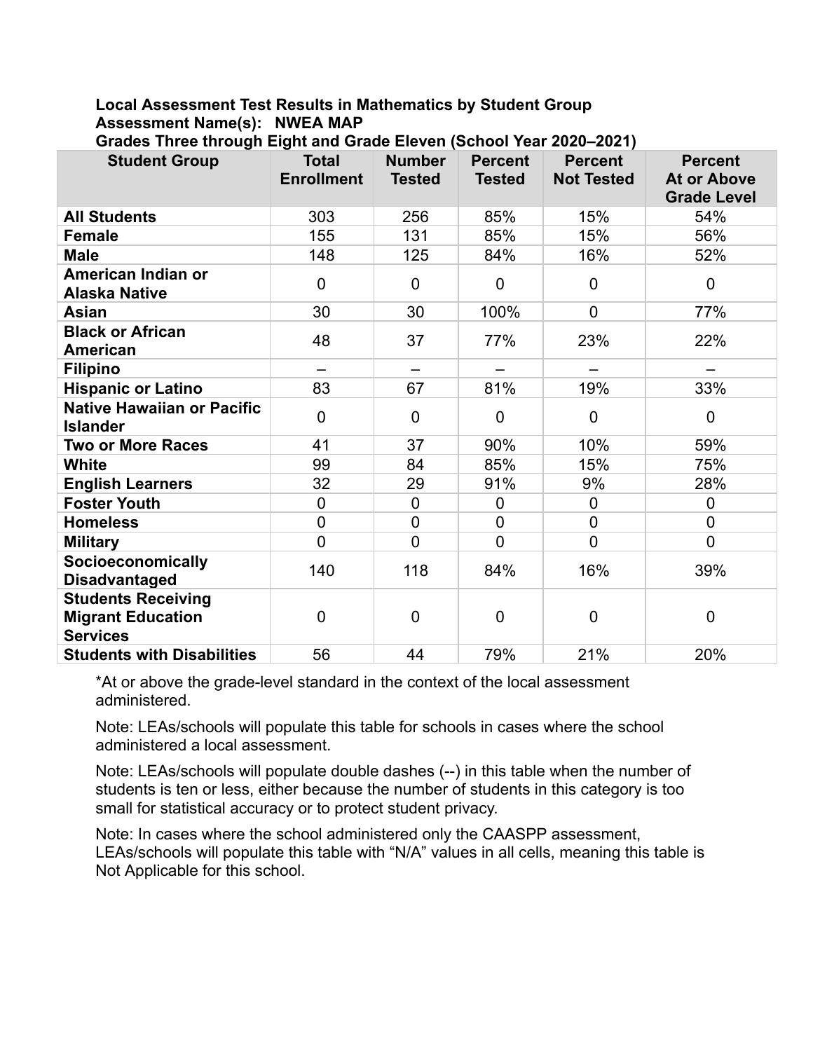**Local Assessment Test Results in Mathematics by Student Group**
**Assessment Name(s): NWEA MAP**
**Grades Three through Eight and Grade Eleven (School Year 2020–2021)**

| Student Group | Total Enrollment | Number Tested | Percent Tested | Percent Not Tested | Percent At or Above Grade Level |
|---|---|---|---|---|---|
| **All Students** | 303 | 256 | 85% | 15% | 54% |
| **Female** | 155 | 131 | 85% | 15% | 56% |
| **Male** | 148 | 125 | 84% | 16% | 52% |
| **American Indian or Alaska Native** | 0 | 0 | 0 | 0 | 0 |
| **Asian** | 30 | 30 | 100% | 0 | 77% |
| **Black or African American** | 48 | 37 | 77% | 23% | 22% |
| **Filipino** | – | – | – | – | – |
| **Hispanic or Latino** | 83 | 67 | 81% | 19% | 33% |
| **Native Hawaiian or Pacific Islander** | 0 | 0 | 0 | 0 | 0 |
| **Two or More Races** | 41 | 37 | 90% | 10% | 59% |
| **White** | 99 | 84 | 85% | 15% | 75% |
| **English Learners** | 32 | 29 | 91% | 9% | 28% |
| **Foster Youth** | 0 | 0 | 0 | 0 | 0 |
| **Homeless** | 0 | 0 | 0 | 0 | 0 |
| **Military** | 0 | 0 | 0 | 0 | 0 |
| **Socioeconomically Disadvantaged** | 140 | 118 | 84% | 16% | 39% |
| **Students Receiving Migrant Education Services** | 0 | 0 | 0 | 0 | 0 |
| **Students with Disabilities** | 56 | 44 | 79% | 21% | 20% |

*At or above the grade-level standard in the context of the local assessment administered.

Note: LEAs/schools will populate this table for schools in cases where the school administered a local assessment.

Note: LEAs/schools will populate double dashes (--) in this table when the number of students is ten or less, either because the number of students in this category is too small for statistical accuracy or to protect student privacy.

Note: In cases where the school administered only the CAASPP assessment, LEAs/schools will populate this table with "N/A" values in all cells, meaning this table is Not Applicable for this school.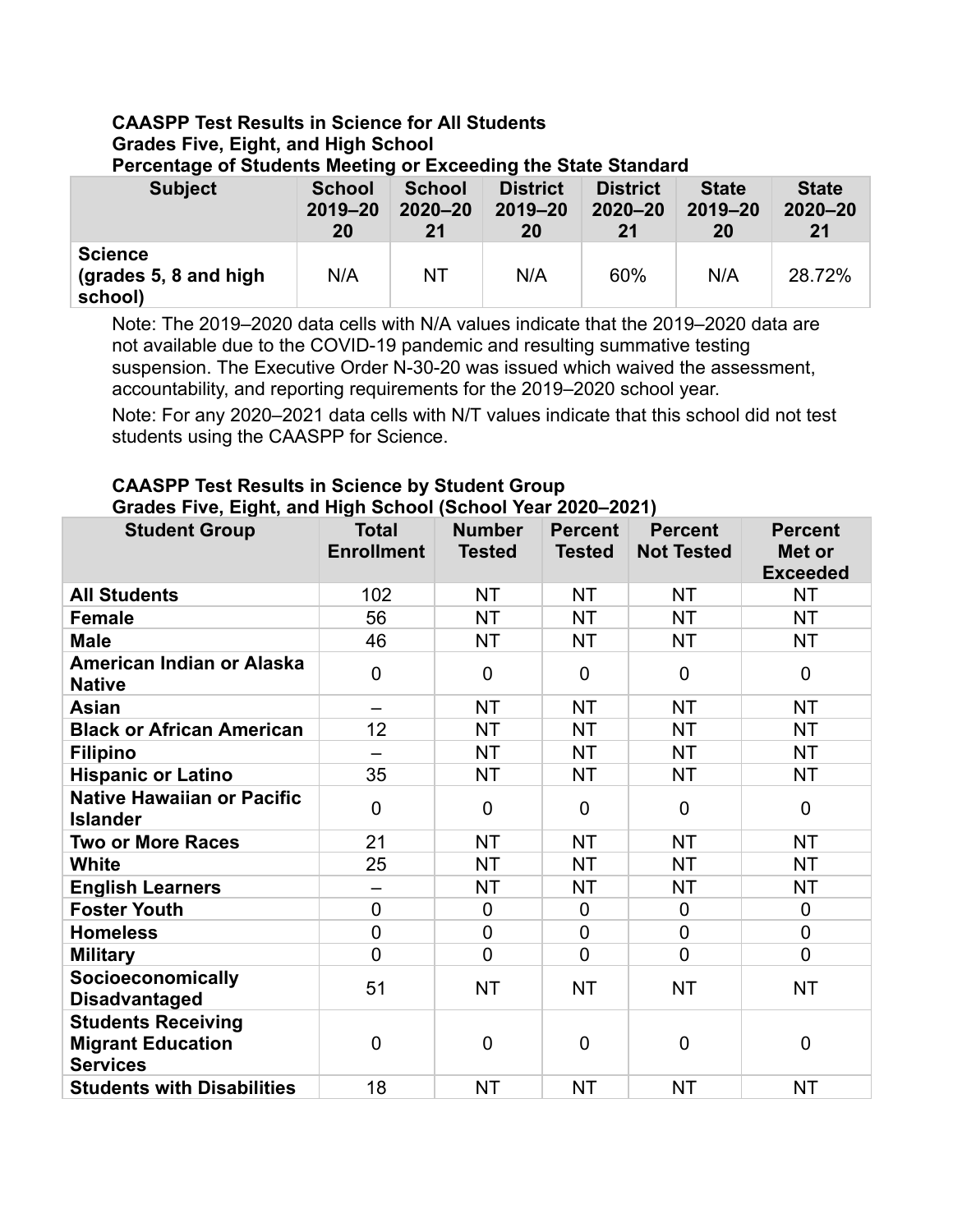**CAASPP Test Results in Science for All Students**
**Grades Five, Eight, and High School**
**Percentage of Students Meeting or Exceeding the State Standard**

| Subject | School 2019–2020 | School 2020–2021 | District 2019–2020 | District 2020–2021 | State 2019–2020 | State 2020–2021 |
|---|---|---|---|---|---|---|
| **Science (grades 5, 8 and high school)** | N/A | NT | N/A | 60% | N/A | 28.72% |

Note: The 2019–2020 data cells with N/A values indicate that the 2019–2020 data are not available due to the COVID-19 pandemic and resulting summative testing suspension. The Executive Order N-30-20 was issued which waived the assessment, accountability, and reporting requirements for the 2019–2020 school year.

Note: For any 2020–2021 data cells with N/T values indicate that this school did not test students using the CAASPP for Science.

**CAASPP Test Results in Science by Student Group**
**Grades Five, Eight, and High School (School Year 2020–2021)**

| Student Group | Total Enrollment | Number Tested | Percent Tested | Percent Not Tested | Percent Met or Exceeded |
|---|---|---|---|---|---|
| **All Students** | 102 | NT | NT | NT | NT |
| **Female** | 56 | NT | NT | NT | NT |
| **Male** | 46 | NT | NT | NT | NT |
| **American Indian or Alaska Native** | 0 | 0 | 0 | 0 | 0 |
| **Asian** | – | NT | NT | NT | NT |
| **Black or African American** | 12 | NT | NT | NT | NT |
| **Filipino** | – | NT | NT | NT | NT |
| **Hispanic or Latino** | 35 | NT | NT | NT | NT |
| **Native Hawaiian or Pacific Islander** | 0 | 0 | 0 | 0 | 0 |
| **Two or More Races** | 21 | NT | NT | NT | NT |
| **White** | 25 | NT | NT | NT | NT |
| **English Learners** | – | NT | NT | NT | NT |
| **Foster Youth** | 0 | 0 | 0 | 0 | 0 |
| **Homeless** | 0 | 0 | 0 | 0 | 0 |
| **Military** | 0 | 0 | 0 | 0 | 0 |
| **Socioeconomically Disadvantaged** | 51 | NT | NT | NT | NT |
| **Students Receiving Migrant Education Services** | 0 | 0 | 0 | 0 | 0 |
| **Students with Disabilities** | 18 | NT | NT | NT | NT |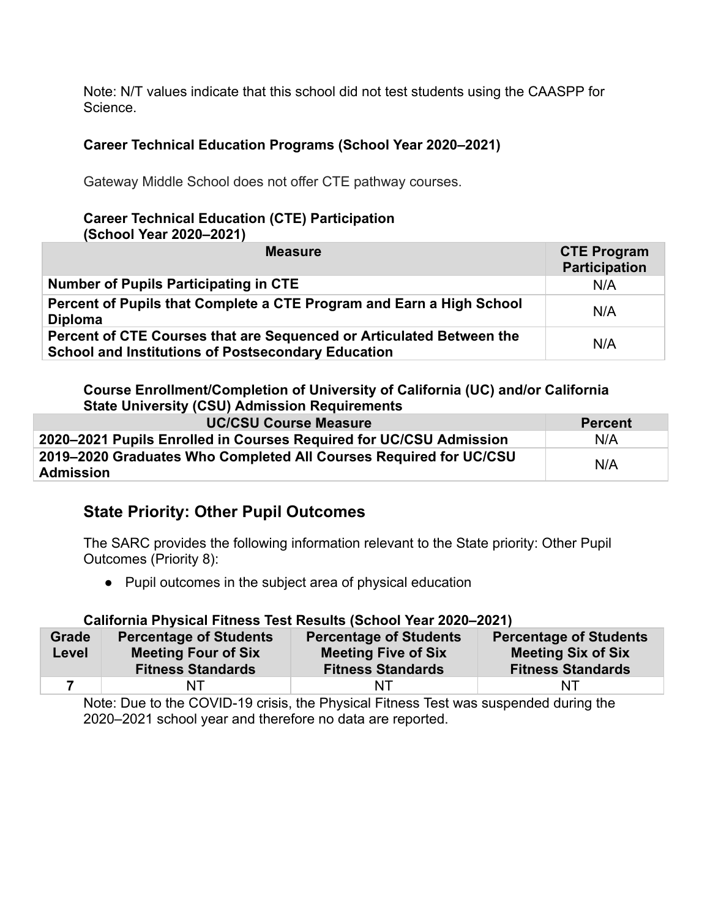Note: N/T values indicate that this school did not test students using the CAASPP for Science.

**Career Technical Education Programs (School Year 2020–2021)**

Gateway Middle School does not offer CTE pathway courses.

**Career Technical Education (CTE) Participation (School Year 2020–2021)**

| Measure | CTE Program Participation |
|---|---|
| **Number of Pupils Participating in CTE** | N/A |
| **Percent of Pupils that Complete a CTE Program and Earn a High School Diploma** | N/A |
| **Percent of CTE Courses that are Sequenced or Articulated Between the School and Institutions of Postsecondary Education** | N/A |

**Course Enrollment/Completion of University of California (UC) and/or California State University (CSU) Admission Requirements**

| UC/CSU Course Measure | Percent |
|---|---|
| **2020–2021 Pupils Enrolled in Courses Required for UC/CSU Admission** | N/A |
| **2019–2020 Graduates Who Completed All Courses Required for UC/CSU Admission** | N/A |

## State Priority: Other Pupil Outcomes

The SARC provides the following information relevant to the State priority: Other Pupil Outcomes (Priority 8):

- Pupil outcomes in the subject area of physical education

**California Physical Fitness Test Results (School Year 2020–2021)**

| Grade Level | Percentage of Students Meeting Four of Six Fitness Standards | Percentage of Students Meeting Five of Six Fitness Standards | Percentage of Students Meeting Six of Six Fitness Standards |
|---|---|---|---|
| **7** | NT | NT | NT |

Note: Due to the COVID-19 crisis, the Physical Fitness Test was suspended during the 2020–2021 school year and therefore no data are reported.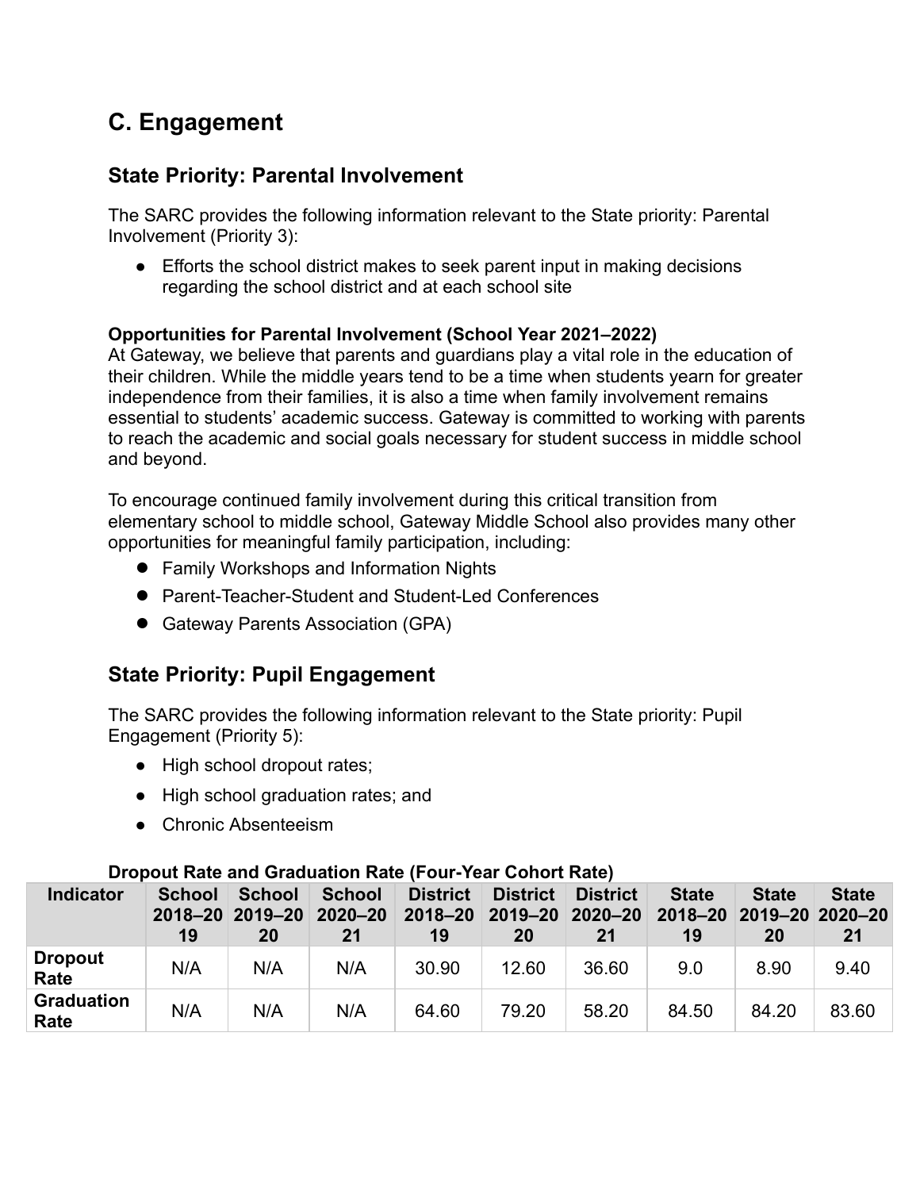## C. Engagement

### State Priority: Parental Involvement

The SARC provides the following information relevant to the State priority: Parental Involvement (Priority 3):

- Efforts the school district makes to seek parent input in making decisions regarding the school district and at each school site

**Opportunities for Parental Involvement (School Year 2021–2022)**
At Gateway, we believe that parents and guardians play a vital role in the education of their children. While the middle years tend to be a time when students yearn for greater independence from their families, it is also a time when family involvement remains essential to students' academic success. Gateway is committed to working with parents to reach the academic and social goals necessary for student success in middle school and beyond.

To encourage continued family involvement during this critical transition from elementary school to middle school, Gateway Middle School also provides many other opportunities for meaningful family participation, including:

- Family Workshops and Information Nights
- Parent-Teacher-Student and Student-Led Conferences
- Gateway Parents Association (GPA)

### State Priority: Pupil Engagement

The SARC provides the following information relevant to the State priority: Pupil Engagement (Priority 5):

- High school dropout rates;
- High school graduation rates; and
- Chronic Absenteeism

**Dropout Rate and Graduation Rate (Four-Year Cohort Rate)**

| Indicator | School 2018–2019 | School 2019–2020 | School 2020–2021 | District 2018–2019 | District 2019–2020 | District 2020–2021 | State 2018–2019 | State 2019–2020 | State 2020–2021 |
|---|---|---|---|---|---|---|---|---|---|
| Dropout Rate | N/A | N/A | N/A | 30.90 | 12.60 | 36.60 | 9.0 | 8.90 | 9.40 |
| Graduation Rate | N/A | N/A | N/A | 64.60 | 79.20 | 58.20 | 84.50 | 84.20 | 83.60 |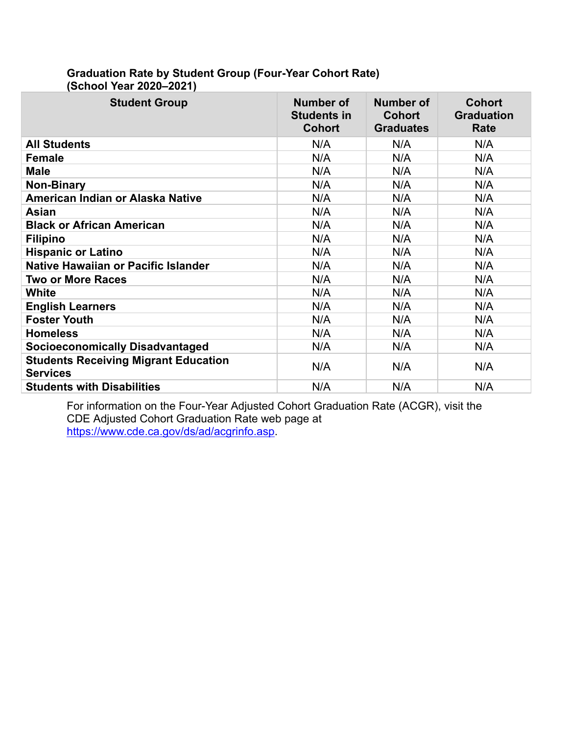**Graduation Rate by Student Group (Four-Year Cohort Rate)**
**(School Year 2020–2021)**

| Student Group | Number of Students in Cohort | Number of Cohort Graduates | Cohort Graduation Rate |
|---|---|---|---|
| **All Students** | N/A | N/A | N/A |
| **Female** | N/A | N/A | N/A |
| **Male** | N/A | N/A | N/A |
| **Non-Binary** | N/A | N/A | N/A |
| **American Indian or Alaska Native** | N/A | N/A | N/A |
| **Asian** | N/A | N/A | N/A |
| **Black or African American** | N/A | N/A | N/A |
| **Filipino** | N/A | N/A | N/A |
| **Hispanic or Latino** | N/A | N/A | N/A |
| **Native Hawaiian or Pacific Islander** | N/A | N/A | N/A |
| **Two or More Races** | N/A | N/A | N/A |
| **White** | N/A | N/A | N/A |
| **English Learners** | N/A | N/A | N/A |
| **Foster Youth** | N/A | N/A | N/A |
| **Homeless** | N/A | N/A | N/A |
| **Socioeconomically Disadvantaged** | N/A | N/A | N/A |
| **Students Receiving Migrant Education Services** | N/A | N/A | N/A |
| **Students with Disabilities** | N/A | N/A | N/A |

For information on the Four-Year Adjusted Cohort Graduation Rate (ACGR), visit the CDE Adjusted Cohort Graduation Rate web page at https://www.cde.ca.gov/ds/ad/acgrinfo.asp.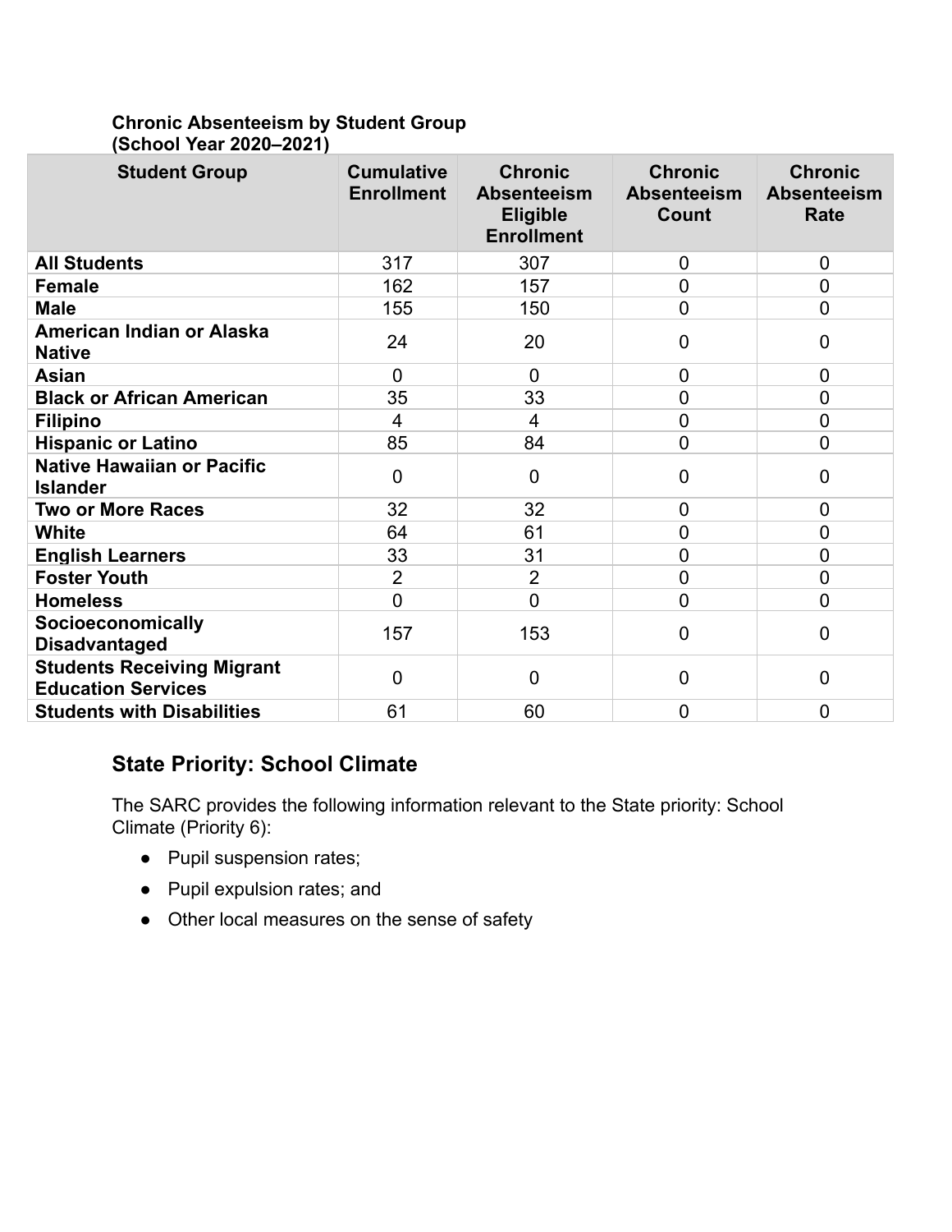**Chronic Absenteeism by Student Group (School Year 2020–2021)**

| Student Group | Cumulative Enrollment | Chronic Absenteeism Eligible Enrollment | Chronic Absenteeism Count | Chronic Absenteeism Rate |
|---|---|---|---|---|
| **All Students** | 317 | 307 | 0 | 0 |
| **Female** | 162 | 157 | 0 | 0 |
| **Male** | 155 | 150 | 0 | 0 |
| **American Indian or Alaska Native** | 24 | 20 | 0 | 0 |
| **Asian** | 0 | 0 | 0 | 0 |
| **Black or African American** | 35 | 33 | 0 | 0 |
| **Filipino** | 4 | 4 | 0 | 0 |
| **Hispanic or Latino** | 85 | 84 | 0 | 0 |
| **Native Hawaiian or Pacific Islander** | 0 | 0 | 0 | 0 |
| **Two or More Races** | 32 | 32 | 0 | 0 |
| **White** | 64 | 61 | 0 | 0 |
| **English Learners** | 33 | 31 | 0 | 0 |
| **Foster Youth** | 2 | 2 | 0 | 0 |
| **Homeless** | 0 | 0 | 0 | 0 |
| **Socioeconomically Disadvantaged** | 157 | 153 | 0 | 0 |
| **Students Receiving Migrant Education Services** | 0 | 0 | 0 | 0 |
| **Students with Disabilities** | 61 | 60 | 0 | 0 |

## State Priority: School Climate

The SARC provides the following information relevant to the State priority: School Climate (Priority 6):

- Pupil suspension rates;
- Pupil expulsion rates; and
- Other local measures on the sense of safety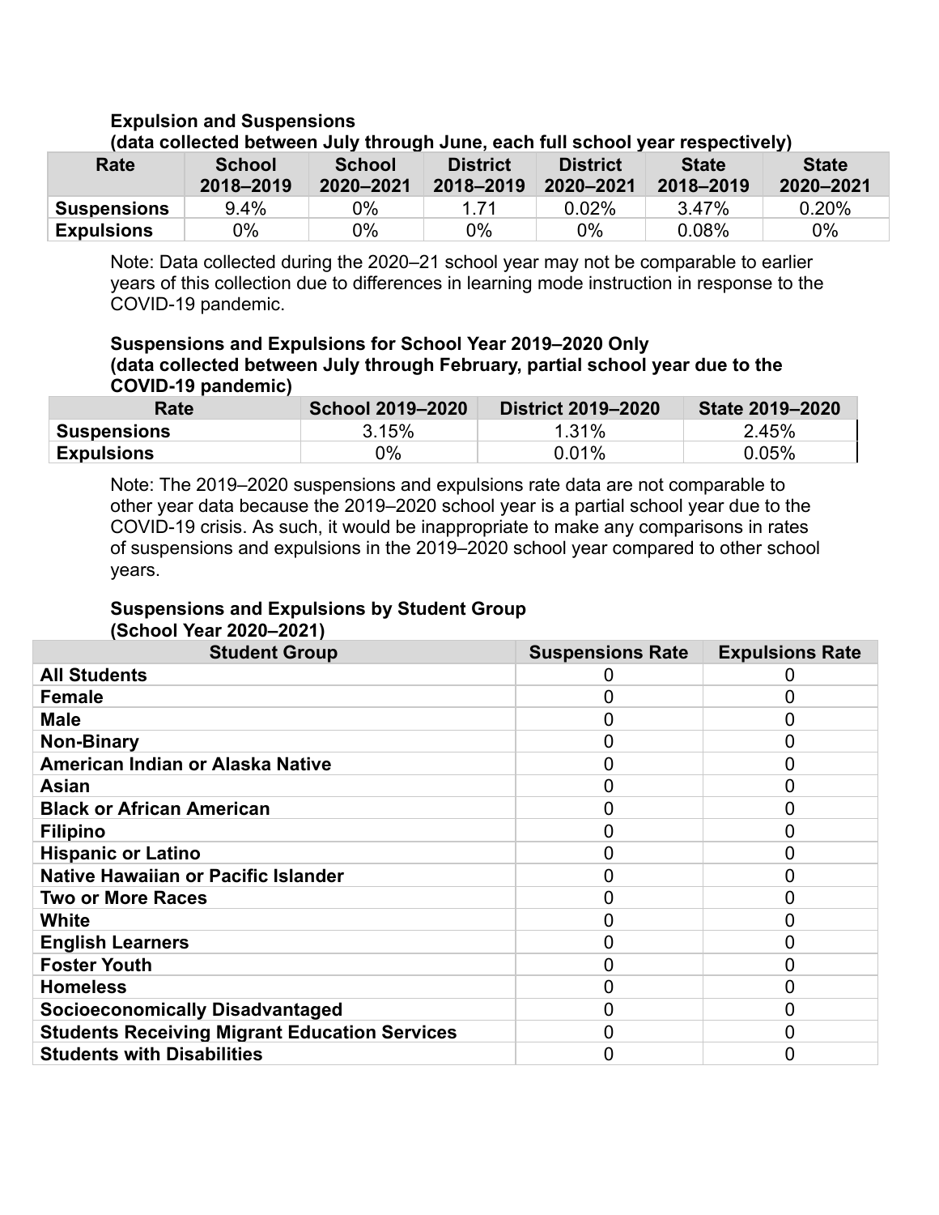**Expulsion and Suspensions**
**(data collected between July through June, each full school year respectively)**

| Rate | School 2018–2019 | School 2020–2021 | District 2018–2019 | District 2020–2021 | State 2018–2019 | State 2020–2021 |
|---|---|---|---|---|---|---|
| **Suspensions** | 9.4% | 0% | 1.71 | 0.02% | 3.47% | 0.20% |
| **Expulsions** | 0% | 0% | 0% | 0% | 0.08% | 0% |

Note: Data collected during the 2020–21 school year may not be comparable to earlier years of this collection due to differences in learning mode instruction in response to the COVID-19 pandemic.

**Suspensions and Expulsions for School Year 2019–2020 Only**
**(data collected between July through February, partial school year due to the COVID-19 pandemic)**

| Rate | School 2019–2020 | District 2019–2020 | State 2019–2020 |
|---|---|---|---|
| **Suspensions** | 3.15% | 1.31% | 2.45% |
| **Expulsions** | 0% | 0.01% | 0.05% |

Note: The 2019–2020 suspensions and expulsions rate data are not comparable to other year data because the 2019–2020 school year is a partial school year due to the COVID-19 crisis. As such, it would be inappropriate to make any comparisons in rates of suspensions and expulsions in the 2019–2020 school year compared to other school years.

**Suspensions and Expulsions by Student Group**
**(School Year 2020–2021)**

| Student Group | Suspensions Rate | Expulsions Rate |
|---|---|---|
| **All Students** | 0 | 0 |
| **Female** | 0 | 0 |
| **Male** | 0 | 0 |
| **Non-Binary** | 0 | 0 |
| **American Indian or Alaska Native** | 0 | 0 |
| **Asian** | 0 | 0 |
| **Black or African American** | 0 | 0 |
| **Filipino** | 0 | 0 |
| **Hispanic or Latino** | 0 | 0 |
| **Native Hawaiian or Pacific Islander** | 0 | 0 |
| **Two or More Races** | 0 | 0 |
| **White** | 0 | 0 |
| **English Learners** | 0 | 0 |
| **Foster Youth** | 0 | 0 |
| **Homeless** | 0 | 0 |
| **Socioeconomically Disadvantaged** | 0 | 0 |
| **Students Receiving Migrant Education Services** | 0 | 0 |
| **Students with Disabilities** | 0 | 0 |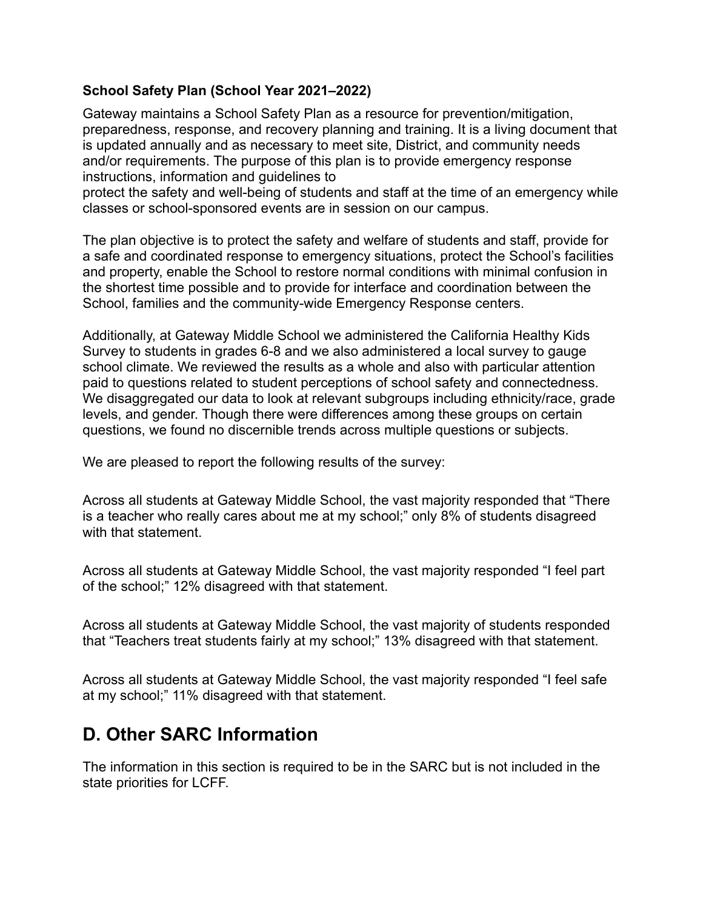**School Safety Plan (School Year 2021–2022)**

Gateway maintains a School Safety Plan as a resource for prevention/mitigation, preparedness, response, and recovery planning and training. It is a living document that is updated annually and as necessary to meet site, District, and community needs and/or requirements. The purpose of this plan is to provide emergency response instructions, information and guidelines to protect the safety and well-being of students and staff at the time of an emergency while classes or school-sponsored events are in session on our campus.

The plan objective is to protect the safety and welfare of students and staff, provide for a safe and coordinated response to emergency situations, protect the School's facilities and property, enable the School to restore normal conditions with minimal confusion in the shortest time possible and to provide for interface and coordination between the School, families and the community-wide Emergency Response centers.

Additionally, at Gateway Middle School we administered the California Healthy Kids Survey to students in grades 6-8 and we also administered a local survey to gauge school climate. We reviewed the results as a whole and also with particular attention paid to questions related to student perceptions of school safety and connectedness. We disaggregated our data to look at relevant subgroups including ethnicity/race, grade levels, and gender. Though there were differences among these groups on certain questions, we found no discernible trends across multiple questions or subjects.

We are pleased to report the following results of the survey:

Across all students at Gateway Middle School, the vast majority responded that "There is a teacher who really cares about me at my school;" only 8% of students disagreed with that statement.

Across all students at Gateway Middle School, the vast majority responded "I feel part of the school;" 12% disagreed with that statement.

Across all students at Gateway Middle School, the vast majority of students responded that "Teachers treat students fairly at my school;" 13% disagreed with that statement.

Across all students at Gateway Middle School, the vast majority responded "I feel safe at my school;" 11% disagreed with that statement.

## D. Other SARC Information

The information in this section is required to be in the SARC but is not included in the state priorities for LCFF.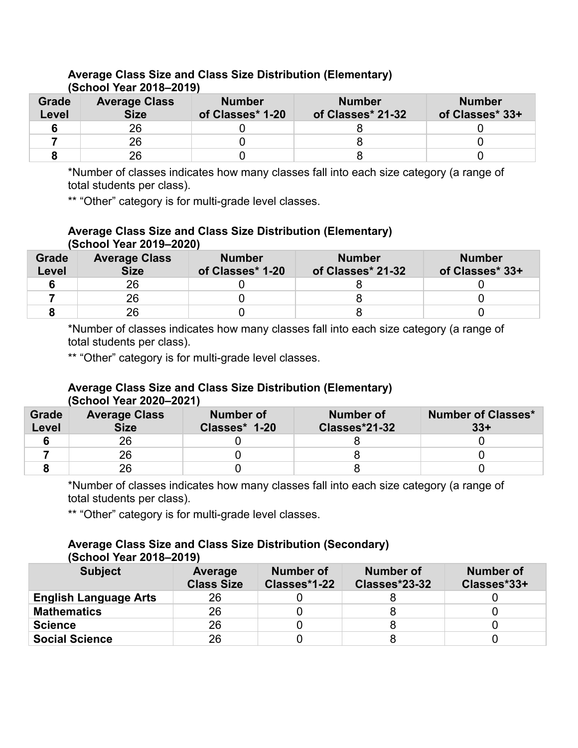**Average Class Size and Class Size Distribution (Elementary) (School Year 2018–2019)**

| Grade Level | Average Class Size | Number of Classes* 1-20 | Number of Classes* 21-32 | Number of Classes* 33+ |
|---|---|---|---|---|
| **6** | 26 | 0 | 8 | 0 |
| **7** | 26 | 0 | 8 | 0 |
| **8** | 26 | 0 | 8 | 0 |

*Number of classes indicates how many classes fall into each size category (a range of total students per class).

** "Other" category is for multi-grade level classes.

**Average Class Size and Class Size Distribution (Elementary) (School Year 2019–2020)**

| Grade Level | Average Class Size | Number of Classes* 1-20 | Number of Classes* 21-32 | Number of Classes* 33+ |
|---|---|---|---|---|
| **6** | 26 | 0 | 8 | 0 |
| **7** | 26 | 0 | 8 | 0 |
| **8** | 26 | 0 | 8 | 0 |

*Number of classes indicates how many classes fall into each size category (a range of total students per class).

** "Other" category is for multi-grade level classes.

**Average Class Size and Class Size Distribution (Elementary) (School Year 2020–2021)**

| Grade Level | Average Class Size | Number of Classes* 1-20 | Number of Classes*21-32 | Number of Classes* 33+ |
|---|---|---|---|---|
| **6** | 26 | 0 | 8 | 0 |
| **7** | 26 | 0 | 8 | 0 |
| **8** | 26 | 0 | 8 | 0 |

*Number of classes indicates how many classes fall into each size category (a range of total students per class).

** "Other" category is for multi-grade level classes.

**Average Class Size and Class Size Distribution (Secondary) (School Year 2018–2019)**

| Subject | Average Class Size | Number of Classes*1-22 | Number of Classes*23-32 | Number of Classes*33+ |
|---|---|---|---|---|
| **English Language Arts** | 26 | 0 | 8 | 0 |
| **Mathematics** | 26 | 0 | 8 | 0 |
| **Science** | 26 | 0 | 8 | 0 |
| **Social Science** | 26 | 0 | 8 | 0 |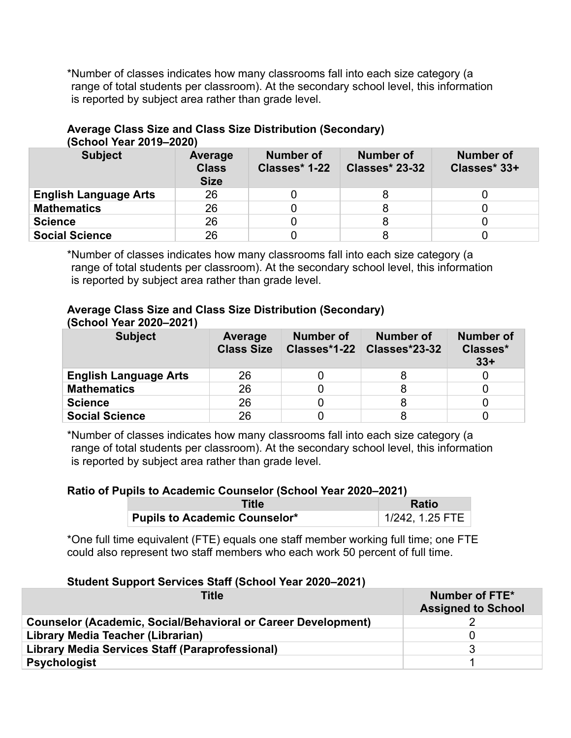*Number of classes indicates how many classrooms fall into each size category (a range of total students per classroom). At the secondary school level, this information is reported by subject area rather than grade level.

**Average Class Size and Class Size Distribution (Secondary) (School Year 2019–2020)**

| Subject | Average Class Size | Number of Classes* 1-22 | Number of Classes* 23-32 | Number of Classes* 33+ |
|---|---|---|---|---|
| **English Language Arts** | 26 | 0 | 8 | 0 |
| **Mathematics** | 26 | 0 | 8 | 0 |
| **Science** | 26 | 0 | 8 | 0 |
| **Social Science** | 26 | 0 | 8 | 0 |

*Number of classes indicates how many classrooms fall into each size category (a range of total students per classroom). At the secondary school level, this information is reported by subject area rather than grade level.

**Average Class Size and Class Size Distribution (Secondary) (School Year 2020–2021)**

| Subject | Average Class Size | Number of Classes*1-22 | Number of Classes*23-32 | Number of Classes* 33+ |
|---|---|---|---|---|
| **English Language Arts** | 26 | 0 | 8 | 0 |
| **Mathematics** | 26 | 0 | 8 | 0 |
| **Science** | 26 | 0 | 8 | 0 |
| **Social Science** | 26 | 0 | 8 | 0 |

*Number of classes indicates how many classrooms fall into each size category (a range of total students per classroom). At the secondary school level, this information is reported by subject area rather than grade level.

**Ratio of Pupils to Academic Counselor (School Year 2020–2021)**

| Title | Ratio |
|---|---|
| **Pupils to Academic Counselor*** | 1/242, 1.25 FTE |

*One full time equivalent (FTE) equals one staff member working full time; one FTE could also represent two staff members who each work 50 percent of full time.

**Student Support Services Staff (School Year 2020–2021)**

| Title | Number of FTE* Assigned to School |
|---|---|
| **Counselor (Academic, Social/Behavioral or Career Development)** | 2 |
| **Library Media Teacher (Librarian)** | 0 |
| **Library Media Services Staff (Paraprofessional)** | 3 |
| **Psychologist** | 1 |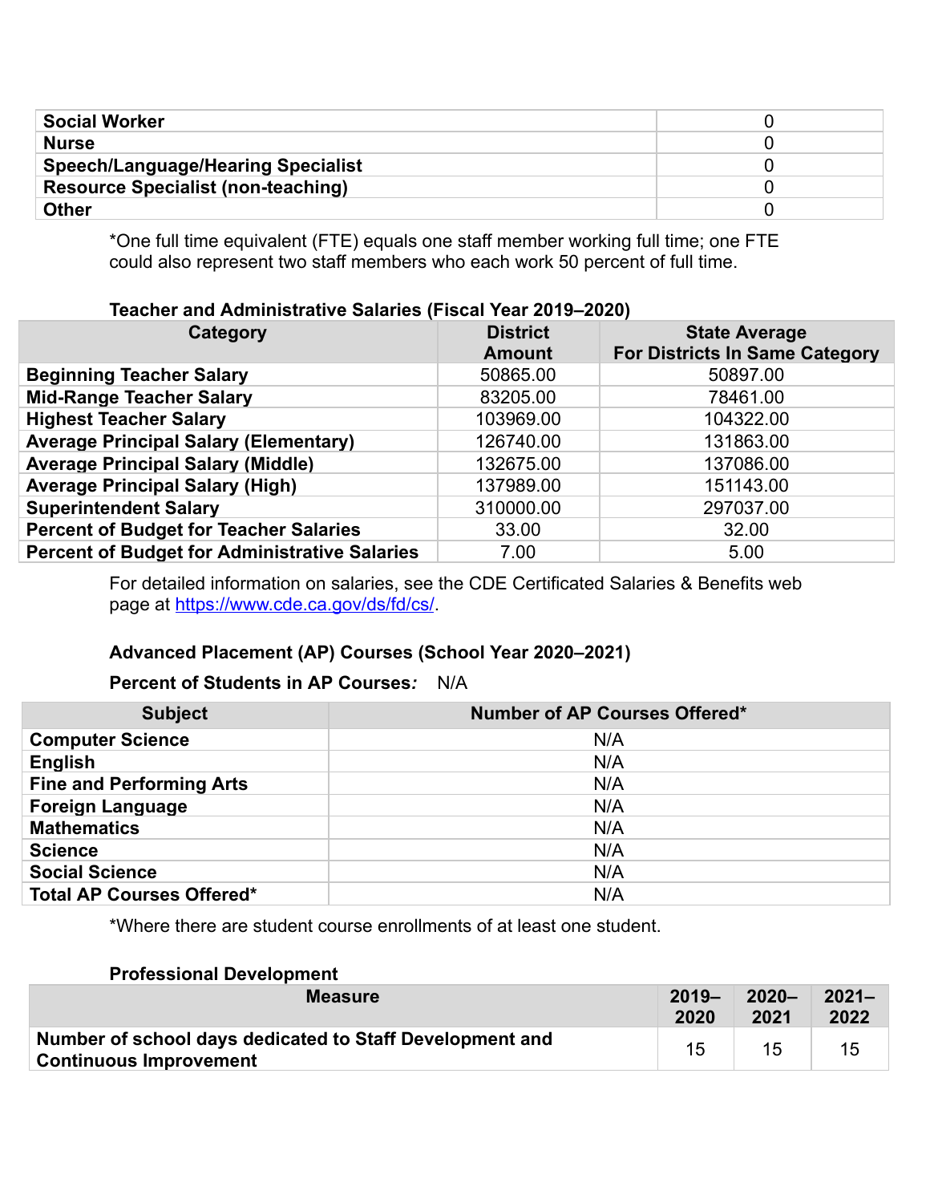| | |
|---|---|
| **Social Worker** | 0 |
| **Nurse** | 0 |
| **Speech/Language/Hearing Specialist** | 0 |
| **Resource Specialist (non-teaching)** | 0 |
| **Other** | 0 |

*One full time equivalent (FTE) equals one staff member working full time; one FTE could also represent two staff members who each work 50 percent of full time.

**Teacher and Administrative Salaries (Fiscal Year 2019–2020)**

| Category | District Amount | State Average For Districts In Same Category |
|---|---|---|
| **Beginning Teacher Salary** | 50865.00 | 50897.00 |
| **Mid-Range Teacher Salary** | 83205.00 | 78461.00 |
| **Highest Teacher Salary** | 103969.00 | 104322.00 |
| **Average Principal Salary (Elementary)** | 126740.00 | 131863.00 |
| **Average Principal Salary (Middle)** | 132675.00 | 137086.00 |
| **Average Principal Salary (High)** | 137989.00 | 151143.00 |
| **Superintendent Salary** | 310000.00 | 297037.00 |
| **Percent of Budget for Teacher Salaries** | 33.00 | 32.00 |
| **Percent of Budget for Administrative Salaries** | 7.00 | 5.00 |

For detailed information on salaries, see the CDE Certificated Salaries & Benefits web page at https://www.cde.ca.gov/ds/fd/cs/.

**Advanced Placement (AP) Courses (School Year 2020–2021)**

**Percent of Students in AP Courses*:*** N/A

| Subject | Number of AP Courses Offered* |
|---|---|
| **Computer Science** | N/A |
| **English** | N/A |
| **Fine and Performing Arts** | N/A |
| **Foreign Language** | N/A |
| **Mathematics** | N/A |
| **Science** | N/A |
| **Social Science** | N/A |
| **Total AP Courses Offered*** | N/A |

*Where there are student course enrollments of at least one student.

**Professional Development**

| Measure | 2019–2020 | 2020–2021 | 2021–2022 |
|---|---|---|---|
| **Number of school days dedicated to Staff Development and Continuous Improvement** | 15 | 15 | 15 |